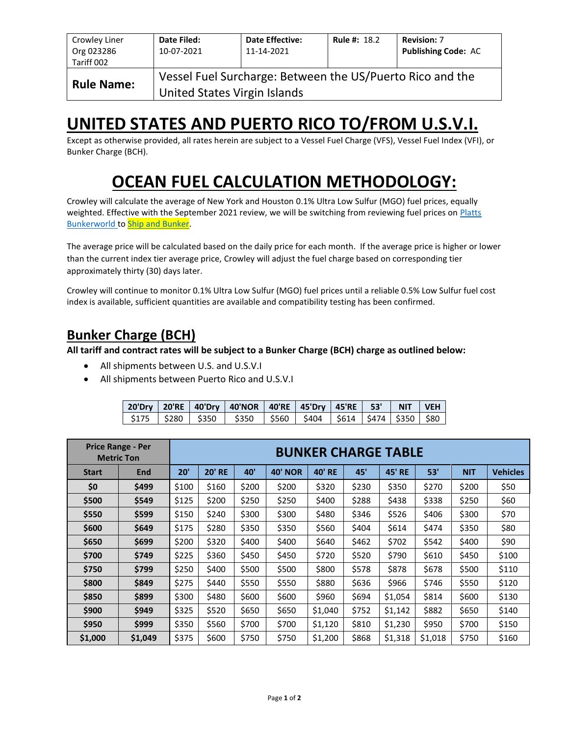| Crowley Liner Org 023286 Tariff 002 | **Date Filed:** 10-07-2021 | **Date Effective:** 11-14-2021 | **Rule #:** 18.2 | **Revision:** 7 **Publishing Code:** AC |
|---|---|---|---|---|
| **Rule Name:** | Vessel Fuel Surcharge: Between the US/Puerto Rico and the United States Virgin Islands | | | |

# UNITED STATES AND PUERTO RICO TO/FROM U.S.V.I.

Except as otherwise provided, all rates herein are subject to a Vessel Fuel Charge (VFS), Vessel Fuel Index (VFI), or Bunker Charge (BCH).

# OCEAN FUEL CALCULATION METHODOLOGY:

Crowley will calculate the average of New York and Houston 0.1% Ultra Low Sulfur (MGO) fuel prices, equally weighted. Effective with the September 2021 review, we will be switching from reviewing fuel prices on Platts Bunkerworld to Ship and Bunker.

The average price will be calculated based on the daily price for each month. If the average price is higher or lower than the current index tier average price, Crowley will adjust the fuel charge based on corresponding tier approximately thirty (30) days later.

Crowley will continue to monitor 0.1% Ultra Low Sulfur (MGO) fuel prices until a reliable 0.5% Low Sulfur fuel cost index is available, sufficient quantities are available and compatibility testing has been confirmed.

## Bunker Charge (BCH)

**All tariff and contract rates will be subject to a Bunker Charge (BCH) charge as outlined below:**

- All shipments between U.S. and U.S.V.I
- All shipments between Puerto Rico and U.S.V.I

| 20'Dry | 20'RE | 40'Dry | 40'NOR | 40'RE | 45'Dry | 45'RE | 53' | NIT | VEH |
|---|---|---|---|---|---|---|---|---|---|
| $175 | $280 | $350 | $350 | $560 | $404 | $614 | $474 | $350 | $80 |

| Price Range - Per Metric Ton | | BUNKER CHARGE TABLE | | | | | | | | | |
|---|---|---|---|---|---|---|---|---|---|---|---|
| Start | End | 20' | 20' RE | 40' | 40' NOR | 40' RE | 45' | 45' RE | 53' | NIT | Vehicles |
| $0 | $499 | $100 | $160 | $200 | $200 | $320 | $230 | $350 | $270 | $200 | $50 |
| $500 | $549 | $125 | $200 | $250 | $250 | $400 | $288 | $438 | $338 | $250 | $60 |
| $550 | $599 | $150 | $240 | $300 | $300 | $480 | $346 | $526 | $406 | $300 | $70 |
| $600 | $649 | $175 | $280 | $350 | $350 | $560 | $404 | $614 | $474 | $350 | $80 |
| $650 | $699 | $200 | $320 | $400 | $400 | $640 | $462 | $702 | $542 | $400 | $90 |
| $700 | $749 | $225 | $360 | $450 | $450 | $720 | $520 | $790 | $610 | $450 | $100 |
| $750 | $799 | $250 | $400 | $500 | $500 | $800 | $578 | $878 | $678 | $500 | $110 |
| $800 | $849 | $275 | $440 | $550 | $550 | $880 | $636 | $966 | $746 | $550 | $120 |
| $850 | $899 | $300 | $480 | $600 | $600 | $960 | $694 | $1,054 | $814 | $600 | $130 |
| $900 | $949 | $325 | $520 | $650 | $650 | $1,040 | $752 | $1,142 | $882 | $650 | $140 |
| $950 | $999 | $350 | $560 | $700 | $700 | $1,120 | $810 | $1,230 | $950 | $700 | $150 |
| $1,000 | $1,049 | $375 | $600 | $750 | $750 | $1,200 | $868 | $1,318 | $1,018 | $750 | $160 |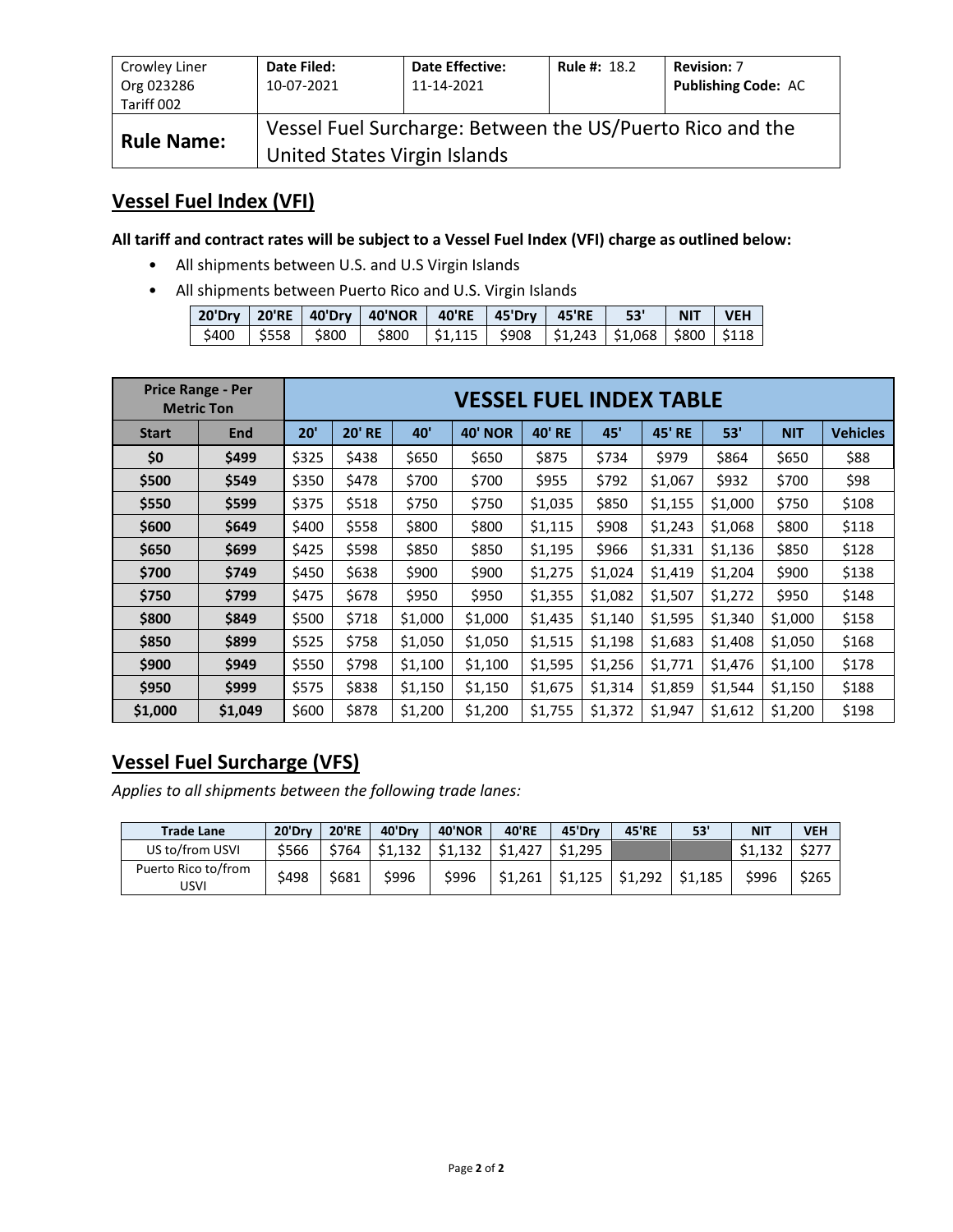| Crowley Liner<br>Org 023286<br>Tariff 002 | **Date Filed:**<br>10-07-2021 | **Date Effective:**<br>11-14-2021 | **Rule #:** 18.2 | **Revision:** 7<br>**Publishing Code:** AC |
|---|---|---|---|---|
| **Rule Name:** | Vessel Fuel Surcharge: Between the US/Puerto Rico and the United States Virgin Islands | | | |

## Vessel Fuel Index (VFI)

**All tariff and contract rates will be subject to a Vessel Fuel Index (VFI) charge as outlined below:**

- All shipments between U.S. and U.S Virgin Islands
- All shipments between Puerto Rico and U.S. Virgin Islands

| 20'Dry | 20'RE | 40'Dry | 40'NOR | 40'RE | 45'Dry | 45'RE | 53' | NIT | VEH |
|---|---|---|---|---|---|---|---|---|---|
| $400 | $558 | $800 | $800 | $1,115 | $908 | $1,243 | $1,068 | $800 | $118 |

| Price Range - Per Metric Ton | | VESSEL FUEL INDEX TABLE | | | | | | | | | |
|---|---|---|---|---|---|---|---|---|---|---|---|
| **Start** | **End** | **20'** | **20' RE** | **40'** | **40' NOR** | **40' RE** | **45'** | **45' RE** | **53'** | **NIT** | **Vehicles** |
| **$0** | **$499** | $325 | $438 | $650 | $650 | $875 | $734 | $979 | $864 | $650 | $88 |
| **$500** | **$549** | $350 | $478 | $700 | $700 | $955 | $792 | $1,067 | $932 | $700 | $98 |
| **$550** | **$599** | $375 | $518 | $750 | $750 | $1,035 | $850 | $1,155 | $1,000 | $750 | $108 |
| **$600** | **$649** | $400 | $558 | $800 | $800 | $1,115 | $908 | $1,243 | $1,068 | $800 | $118 |
| **$650** | **$699** | $425 | $598 | $850 | $850 | $1,195 | $966 | $1,331 | $1,136 | $850 | $128 |
| **$700** | **$749** | $450 | $638 | $900 | $900 | $1,275 | $1,024 | $1,419 | $1,204 | $900 | $138 |
| **$750** | **$799** | $475 | $678 | $950 | $950 | $1,355 | $1,082 | $1,507 | $1,272 | $950 | $148 |
| **$800** | **$849** | $500 | $718 | $1,000 | $1,000 | $1,435 | $1,140 | $1,595 | $1,340 | $1,000 | $158 |
| **$850** | **$899** | $525 | $758 | $1,050 | $1,050 | $1,515 | $1,198 | $1,683 | $1,408 | $1,050 | $168 |
| **$900** | **$949** | $550 | $798 | $1,100 | $1,100 | $1,595 | $1,256 | $1,771 | $1,476 | $1,100 | $178 |
| **$950** | **$999** | $575 | $838 | $1,150 | $1,150 | $1,675 | $1,314 | $1,859 | $1,544 | $1,150 | $188 |
| **$1,000** | **$1,049** | $600 | $878 | $1,200 | $1,200 | $1,755 | $1,372 | $1,947 | $1,612 | $1,200 | $198 |

## Vessel Fuel Surcharge (VFS)

*Applies to all shipments between the following trade lanes:*

| Trade Lane | 20'Dry | 20'RE | 40'Dry | 40'NOR | 40'RE | 45'Dry | 45'RE | 53' | NIT | VEH |
|---|---|---|---|---|---|---|---|---|---|---|
| US to/from USVI | $566 | $764 | $1,132 | $1,132 | $1,427 | $1,295 | | | $1,132 | $277 |
| Puerto Rico to/from USVI | $498 | $681 | $996 | $996 | $1,261 | $1,125 | $1,292 | $1,185 | $996 | $265 |